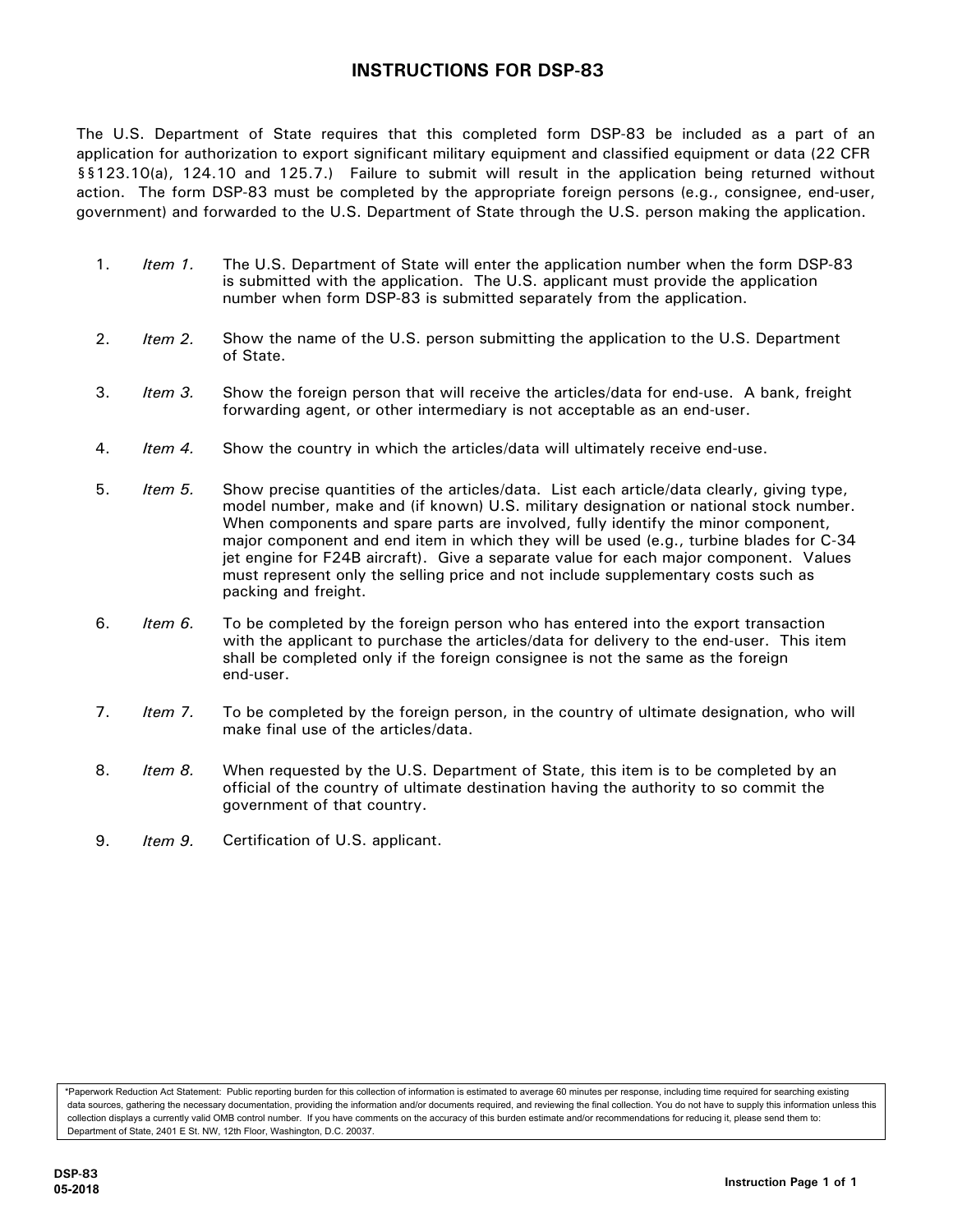# INSTRUCTIONS FOR DSP-83

The U.S. Department of State requires that this completed form DSP-83 be included as a part of an application for authorization to export significant military equipment and classified equipment or data (22 CFR §§123.10(a), 124.10 and 125.7.) Failure to submit will result in the application being returned without action. The form DSP-83 must be completed by the appropriate foreign persons (e.g., consignee, end-user, government) and forwarded to the U.S. Department of State through the U.S. person making the application.

1. *Item 1.* The U.S. Department of State will enter the application number when the form DSP-83 is submitted with the application. The U.S. applicant must provide the application number when form DSP-83 is submitted separately from the application.

2. *Item 2.* Show the name of the U.S. person submitting the application to the U.S. Department of State.

3. *Item 3.* Show the foreign person that will receive the articles/data for end-use. A bank, freight forwarding agent, or other intermediary is not acceptable as an end-user.

4. *Item 4.* Show the country in which the articles/data will ultimately receive end-use.

5. *Item 5.* Show precise quantities of the articles/data. List each article/data clearly, giving type, model number, make and (if known) U.S. military designation or national stock number. When components and spare parts are involved, fully identify the minor component, major component and end item in which they will be used (e.g., turbine blades for C-34 jet engine for F24B aircraft). Give a separate value for each major component. Values must represent only the selling price and not include supplementary costs such as packing and freight.

6. *Item 6.* To be completed by the foreign person who has entered into the export transaction with the applicant to purchase the articles/data for delivery to the end-user. This item shall be completed only if the foreign consignee is not the same as the foreign end-user.

7. *Item 7.* To be completed by the foreign person, in the country of ultimate designation, who will make final use of the articles/data.

8. *Item 8.* When requested by the U.S. Department of State, this item is to be completed by an official of the country of ultimate destination having the authority to so commit the government of that country.

9. *Item 9.* Certification of U.S. applicant.

*Paperwork Reduction Act Statement: Public reporting burden for this collection of information is estimated to average 60 minutes per response, including time required for searching existing data sources, gathering the necessary documentation, providing the information and/or documents required, and reviewing the final collection. You do not have to supply this information unless this collection displays a currently valid OMB control number. If you have comments on the accuracy of this burden estimate and/or recommendations for reducing it, please send them to: Department of State, 2401 E St. NW, 12th Floor, Washington, D.C. 20037.

DSP-83
05-2018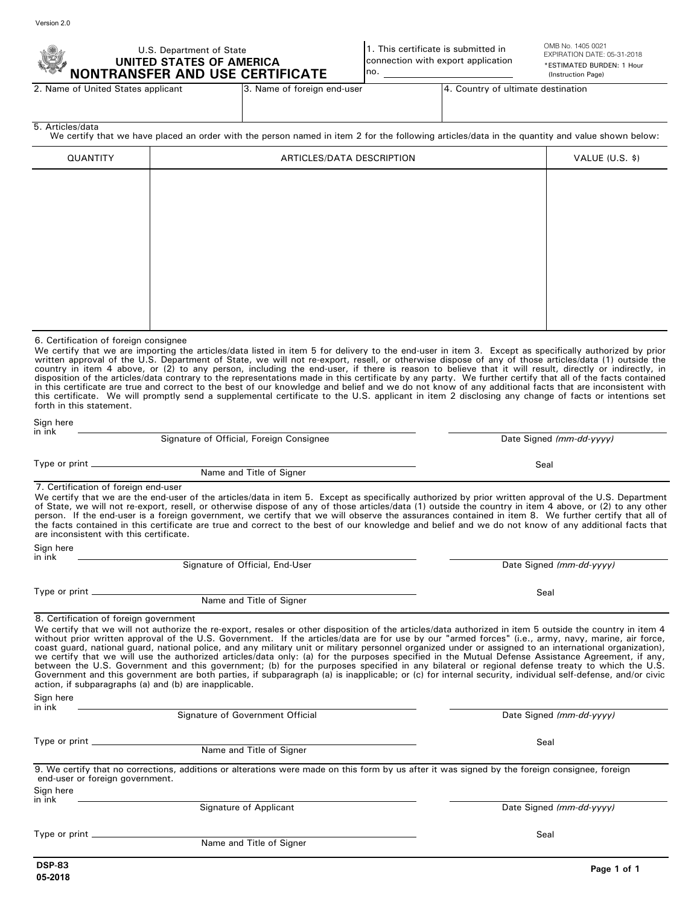Version 2.0

U.S. Department of State

# UNITED STATES OF AMERICA NONTRANSFER AND USE CERTIFICATE

1. This certificate is submitted in connection with export application no. ____________

OMB No. 1405 0021
EXPIRATION DATE: 05-31-2018
*ESTIMATED BURDEN: 1 Hour (Instruction Page)

| 2. Name of United States applicant | 3. Name of foreign end-user | 4. Country of ultimate destination |
| --- | --- | --- |
| | | |

5. Articles/data

We certify that we have placed an order with the person named in item 2 for the following articles/data in the quantity and value shown below:

| QUANTITY | ARTICLES/DATA DESCRIPTION | VALUE (U.S. $) |
| --- | --- | --- |
| | | |

6. Certification of foreign consignee

We certify that we are importing the articles/data listed in item 5 for delivery to the end-user in item 3. Except as specifically authorized by prior written approval of the U.S. Department of State, we will not re-export, resell, or otherwise dispose of any of those articles/data (1) outside the country in item 4 above, or (2) to any person, including the end-user, if there is reason to believe that it will result, directly or indirectly, in disposition of the articles/data contrary to the representations made in this certificate by any party. We further certify that all of the facts contained in this certificate are true and correct to the best of our knowledge and belief and we do not know of any additional facts that are inconsistent with this certificate. We will promptly send a supplemental certificate to the U.S. applicant in item 2 disclosing any change of facts or intentions set forth in this statement.

Sign here in ink ______________________________ Signature of Official, Foreign Consignee

______________ Date Signed *(mm-dd-yyyy)*

Type or print ______________________________ Name and Title of Signer

Seal

7. Certification of foreign end-user

We certify that we are the end-user of the articles/data in item 5. Except as specifically authorized by prior written approval of the U.S. Department of State, we will not re-export, resell, or otherwise dispose of any of those articles/data (1) outside the country in item 4 above, or (2) to any other person. If the end-user is a foreign government, we certify that we will observe the assurances contained in item 8. We further certify that all of the facts contained in this certificate are true and correct to the best of our knowledge and belief and we do not know of any additional facts that are inconsistent with this certificate.

Sign here in ink ______________________________ Signature of Official, End-User

______________ Date Signed *(mm-dd-yyyy)*

Type or print ______________________________ Name and Title of Signer

Seal

8. Certification of foreign government

We certify that we will not authorize the re-export, resales or other disposition of the articles/data authorized in item 5 outside the country in item 4 without prior written approval of the U.S. Government. If the articles/data are for use by our "armed forces" (i.e., army, navy, marine, air force, coast guard, national guard, national police, and any military unit or military personnel organized under or assigned to an international organization), we certify that we will use the authorized articles/data only: (a) for the purposes specified in the Mutual Defense Assistance Agreement, if any, between the U.S. Government and this government; (b) for the purposes specified in any bilateral or regional defense treaty to which the U.S. Government and this government are both parties, if subparagraph (a) is inapplicable; or (c) for internal security, individual self-defense, and/or civic action, if subparagraphs (a) and (b) are inapplicable.

Sign here in ink ______________________________ Signature of Government Official

______________ Date Signed *(mm-dd-yyyy)*

Type or print ______________________________ Name and Title of Signer

Seal

9. We certify that no corrections, additions or alterations were made on this form by us after it was signed by the foreign consignee, foreign end-user or foreign government.

Sign here in ink ______________________________ Signature of Applicant

______________ Date Signed *(mm-dd-yyyy)*

Type or print ______________________________ Name and Title of Signer

Seal

DSP-83
05-2018